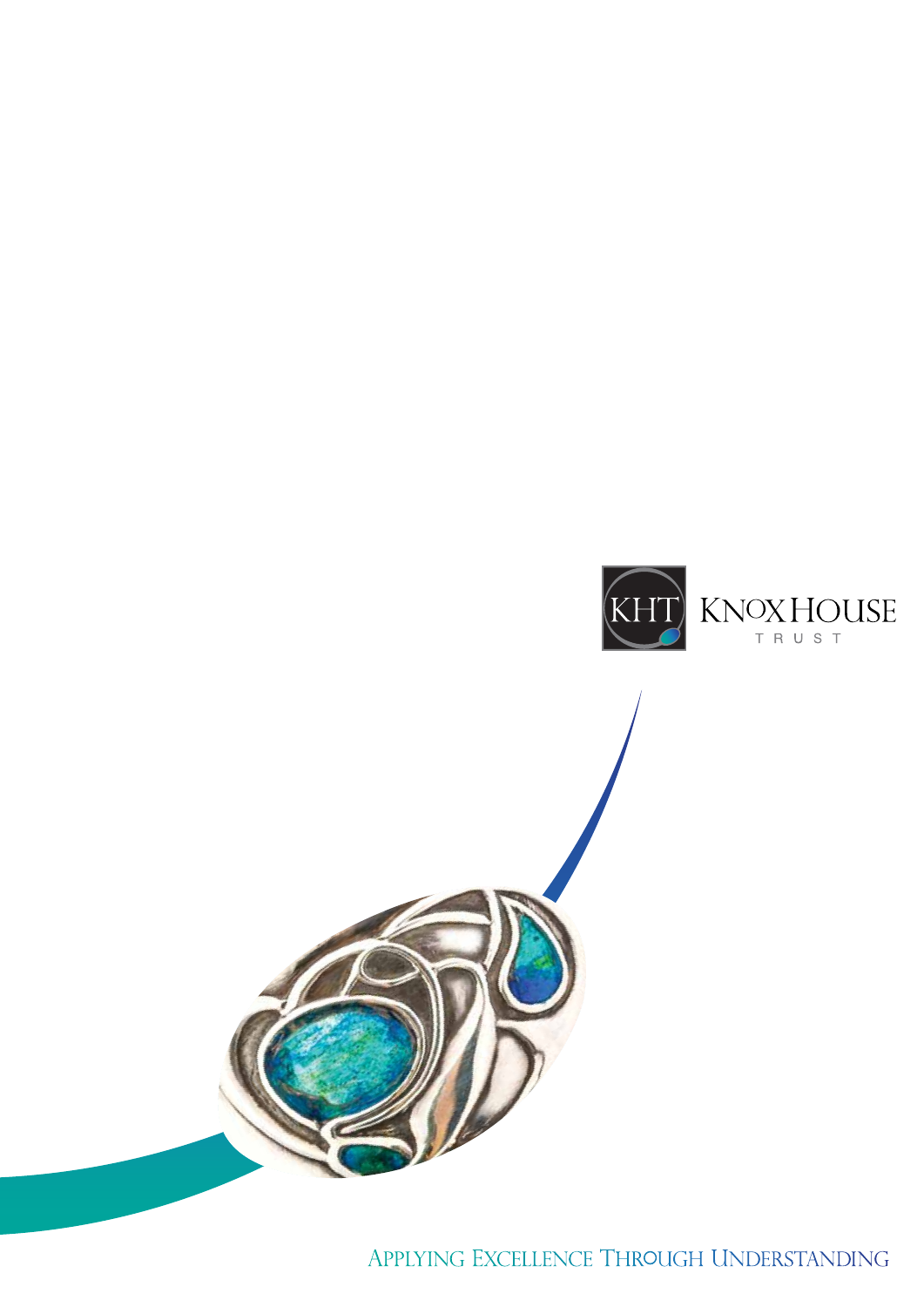KHT KNOX HOUSE TRUST

APPLYING EXCELLENCE THROUGH UNDERSTANDING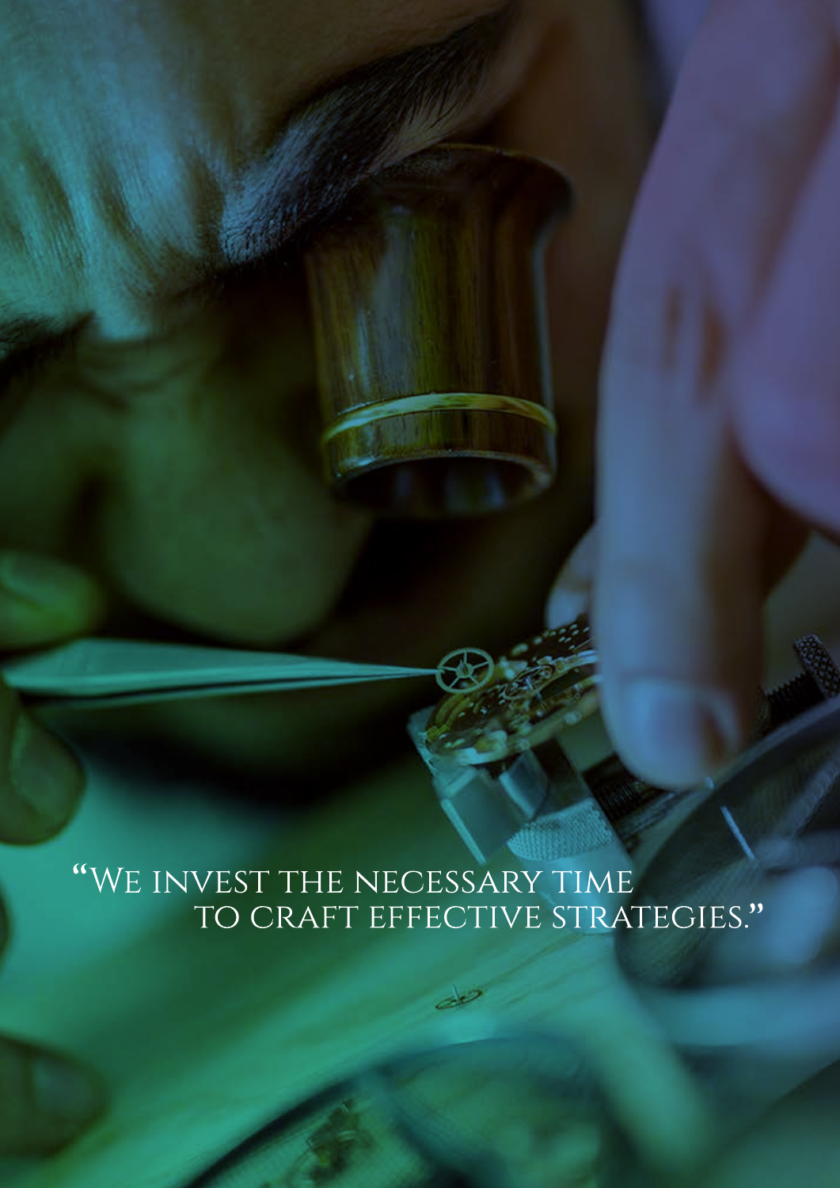"We invest the necessary time to craft effective strategies."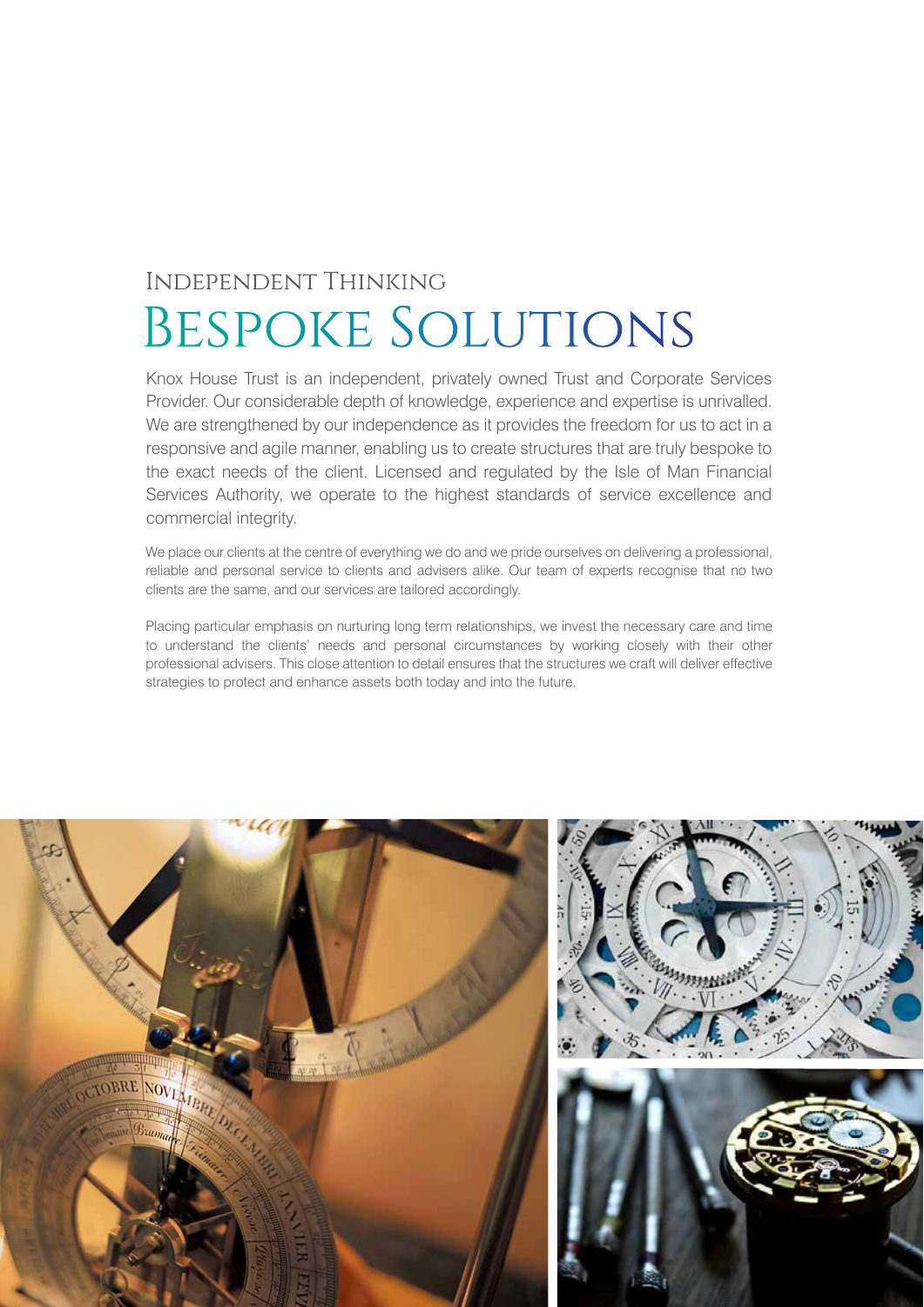## Independent Thinking

# Bespoke Solutions

Knox House Trust is an independent, privately owned Trust and Corporate Services Provider. Our considerable depth of knowledge, experience and expertise is unrivalled. We are strengthened by our independence as it provides the freedom for us to act in a responsive and agile manner, enabling us to create structures that are truly bespoke to the exact needs of the client. Licensed and regulated by the Isle of Man Financial Services Authority, we operate to the highest standards of service excellence and commercial integrity.

We place our clients at the centre of everything we do and we pride ourselves on delivering a professional, reliable and personal service to clients and advisers alike. Our team of experts recognise that no two clients are the same, and our services are tailored accordingly.

Placing particular emphasis on nurturing long term relationships, we invest the necessary care and time to understand the clients' needs and personal circumstances by working closely with their other professional advisers. This close attention to detail ensures that the structures we craft will deliver effective strategies to protect and enhance assets both today and into the future.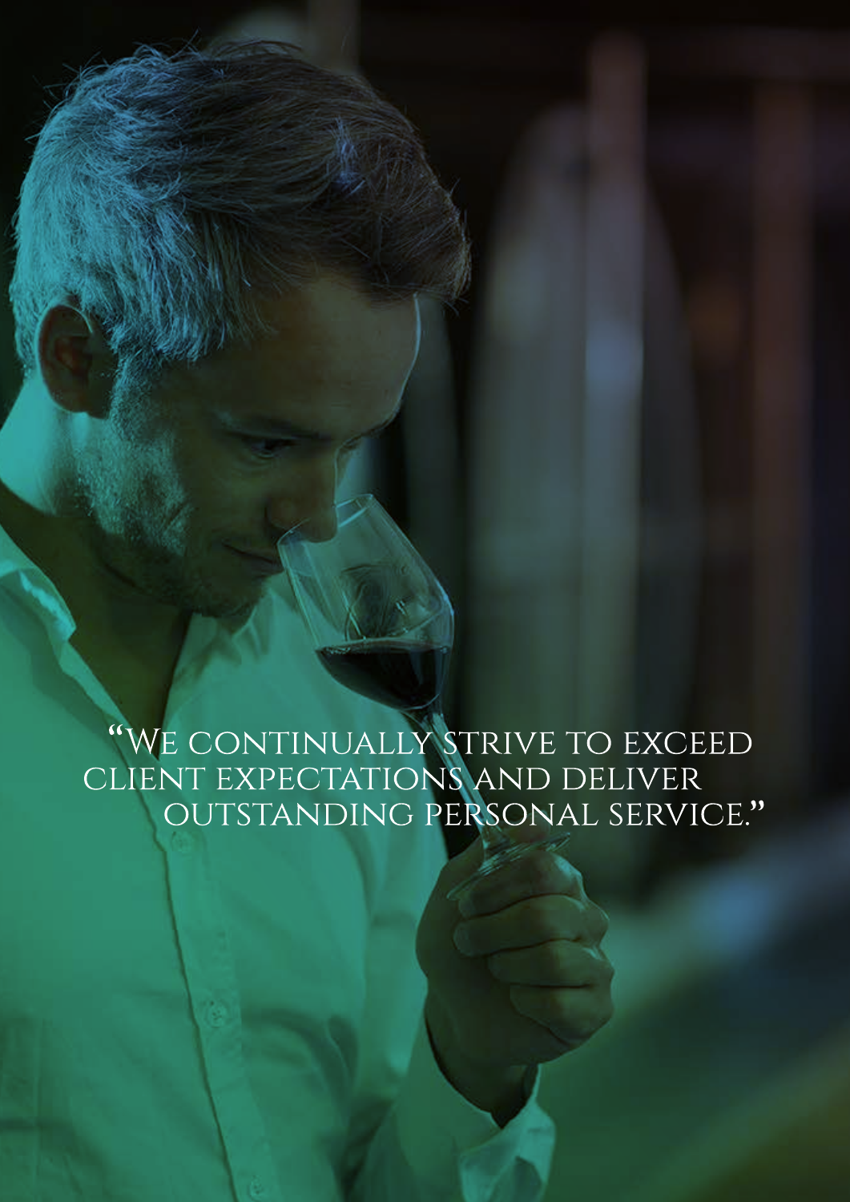"We continually strive to exceed client expectations and deliver outstanding personal service."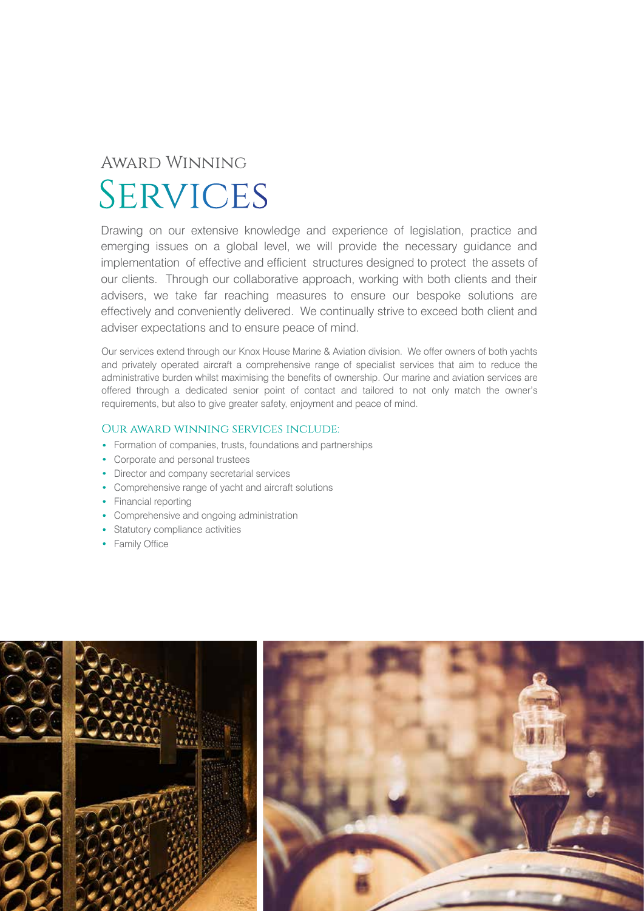# Award Winning
# Services

Drawing on our extensive knowledge and experience of legislation, practice and emerging issues on a global level, we will provide the necessary guidance and implementation of effective and efficient structures designed to protect the assets of our clients. Through our collaborative approach, working with both clients and their advisers, we take far reaching measures to ensure our bespoke solutions are effectively and conveniently delivered. We continually strive to exceed both client and adviser expectations and to ensure peace of mind.

Our services extend through our Knox House Marine & Aviation division. We offer owners of both yachts and privately operated aircraft a comprehensive range of specialist services that aim to reduce the administrative burden whilst maximising the benefits of ownership. Our marine and aviation services are offered through a dedicated senior point of contact and tailored to not only match the owner's requirements, but also to give greater safety, enjoyment and peace of mind.

### Our award winning services include:

- Formation of companies, trusts, foundations and partnerships
- Corporate and personal trustees
- Director and company secretarial services
- Comprehensive range of yacht and aircraft solutions
- Financial reporting
- Comprehensive and ongoing administration
- Statutory compliance activities
- Family Office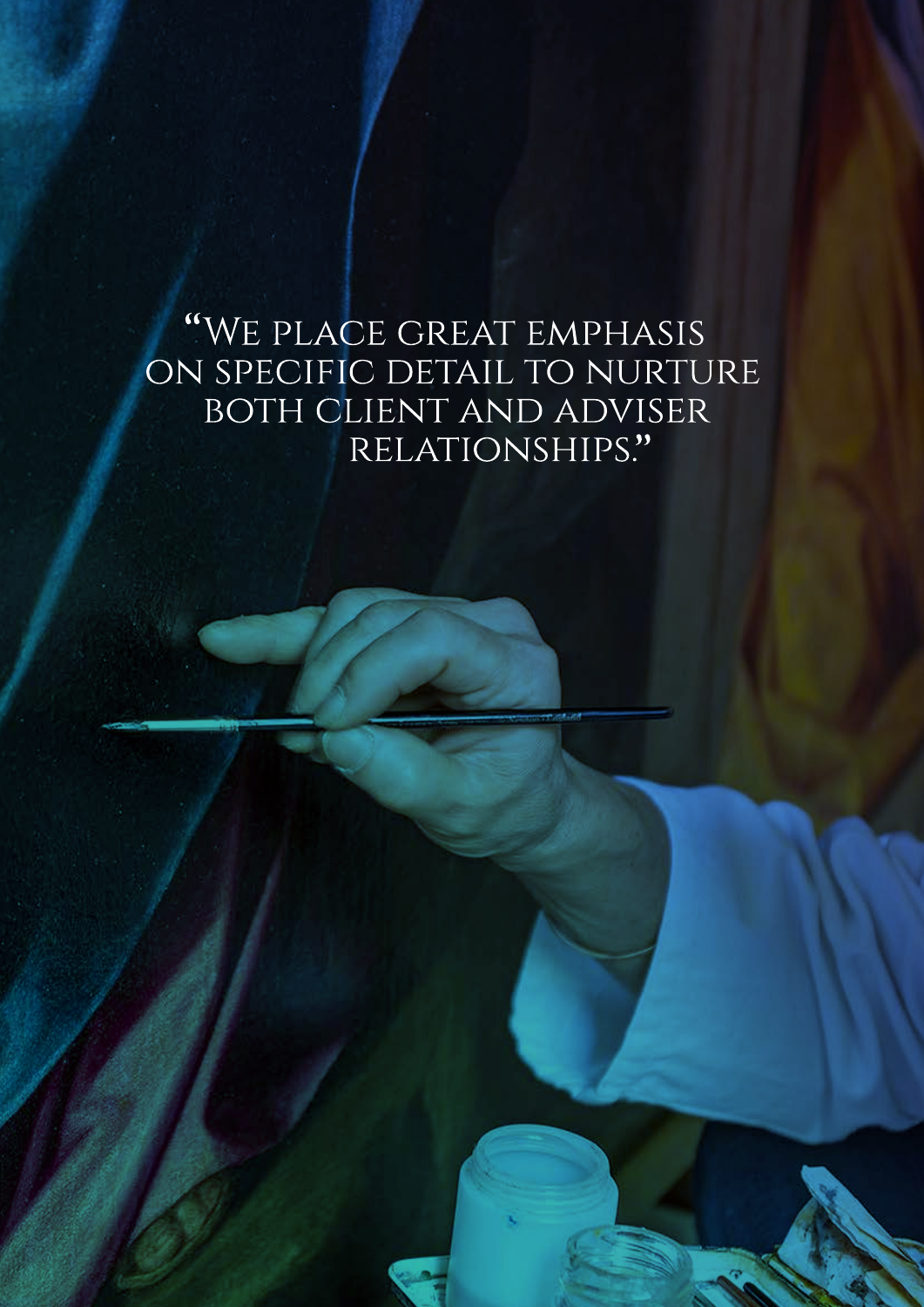"We place great emphasis on specific detail to nurture both client and adviser relationships."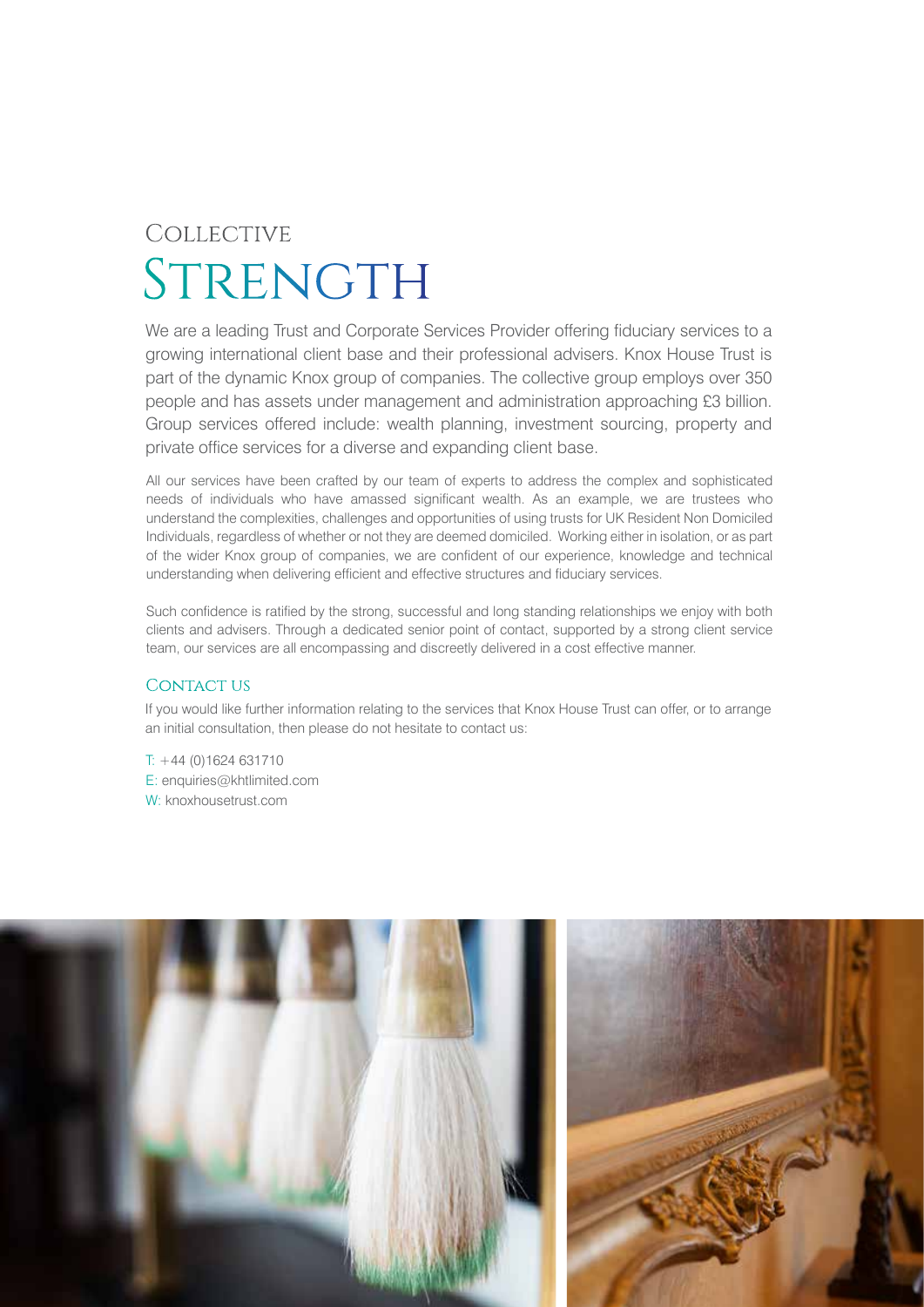# Collective Strength

We are a leading Trust and Corporate Services Provider offering fiduciary services to a growing international client base and their professional advisers. Knox House Trust is part of the dynamic Knox group of companies. The collective group employs over 350 people and has assets under management and administration approaching £3 billion. Group services offered include: wealth planning, investment sourcing, property and private office services for a diverse and expanding client base.

All our services have been crafted by our team of experts to address the complex and sophisticated needs of individuals who have amassed significant wealth. As an example, we are trustees who understand the complexities, challenges and opportunities of using trusts for UK Resident Non Domiciled Individuals, regardless of whether or not they are deemed domiciled. Working either in isolation, or as part of the wider Knox group of companies, we are confident of our experience, knowledge and technical understanding when delivering efficient and effective structures and fiduciary services.

Such confidence is ratified by the strong, successful and long standing relationships we enjoy with both clients and advisers. Through a dedicated senior point of contact, supported by a strong client service team, our services are all encompassing and discreetly delivered in a cost effective manner.

## Contact us

If you would like further information relating to the services that Knox House Trust can offer, or to arrange an initial consultation, then please do not hesitate to contact us:

T: +44 (0)1624 631710
E: enquiries@khtlimited.com
W: knoxhousetrust.com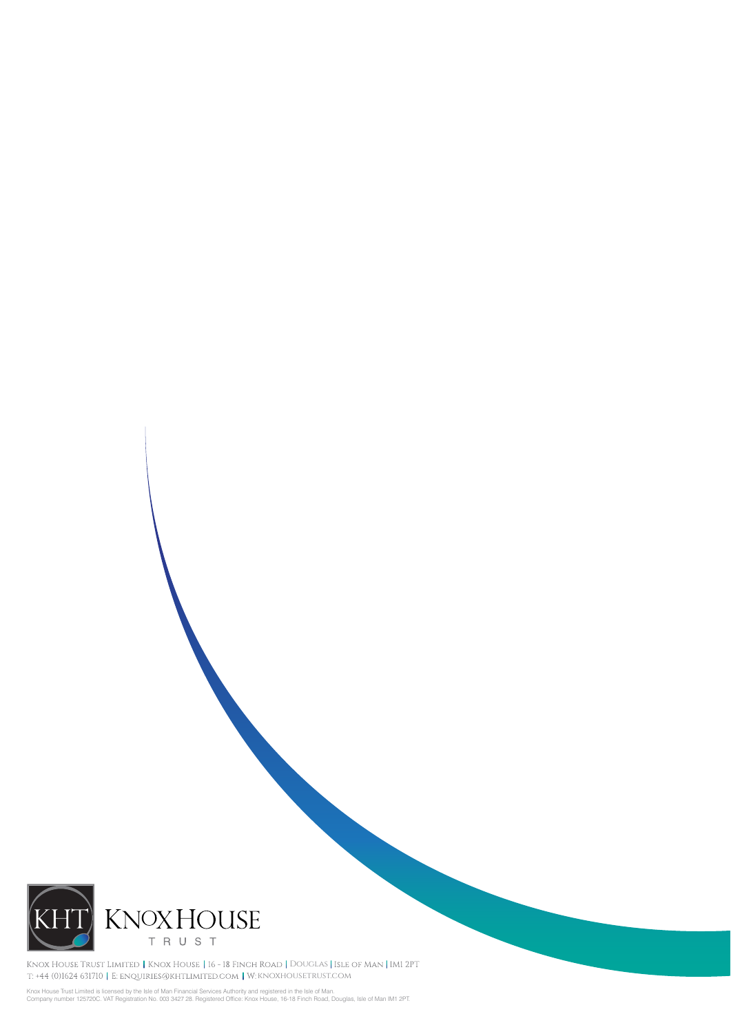KHT Knox House TRUST

Knox House Trust Limited | Knox House | 16 - 18 Finch Road | Douglas | Isle of Man | IM1 2PT
T: +44 (0)1624 631710 | E: enquiries@khtlimited.com | W: knoxhousetrust.com

Knox House Trust Limited is licensed by the Isle of Man Financial Services Authority and registered in the Isle of Man.
Company number 125720C. VAT Registration No. 003 3427 28. Registered Office: Knox House, 16-18 Finch Road, Douglas, Isle of Man IM1 2PT.